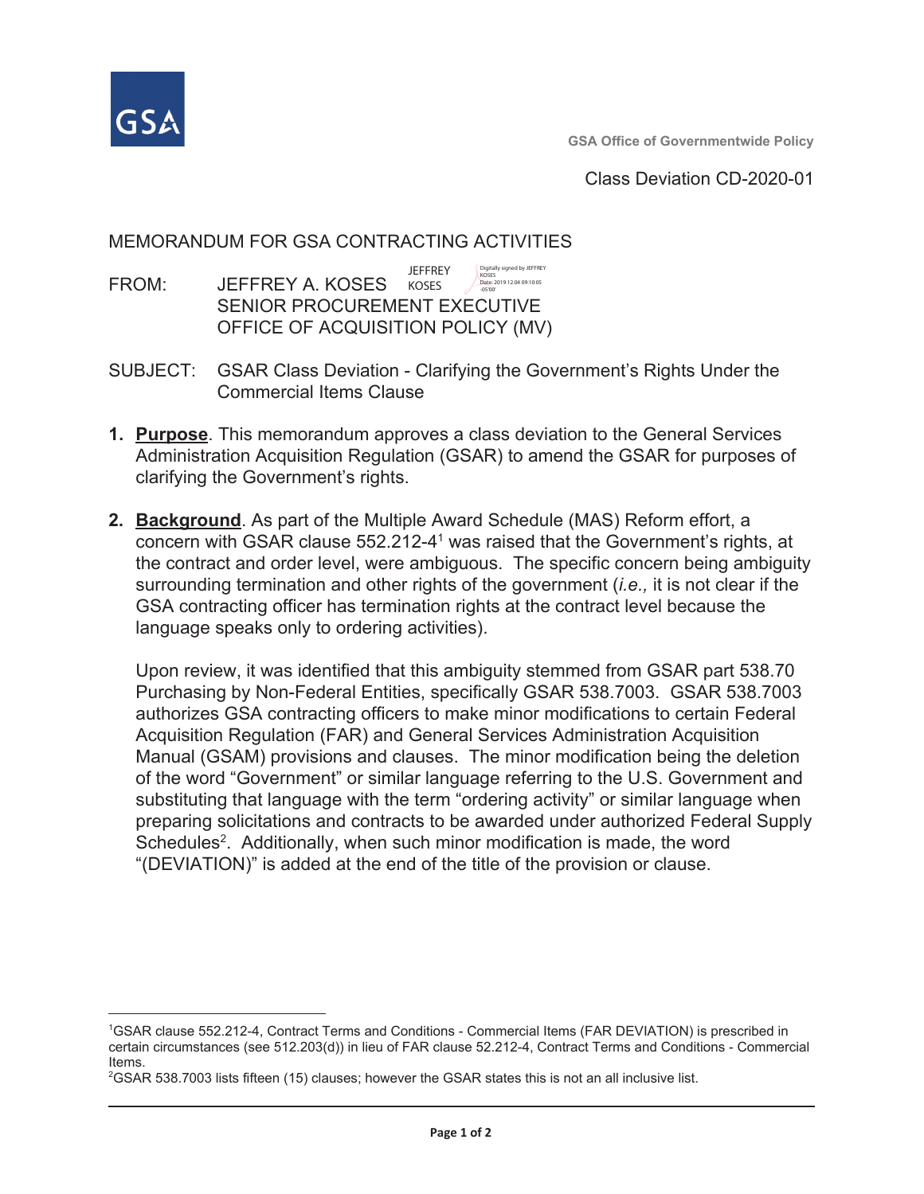GSA Office of Governmentwide Policy

Class Deviation CD-2020-01

MEMORANDUM FOR GSA CONTRACTING ACTIVITIES

FROM: JEFFREY A. KOSES
SENIOR PROCUREMENT EXECUTIVE
OFFICE OF ACQUISITION POLICY (MV)

JEFFREY KOSES — Digitally signed by JEFFREY KOSES Date: 2019.12.04 09:10:05 -05'00'

SUBJECT: GSAR Class Deviation - Clarifying the Government's Rights Under the Commercial Items Clause

1. **Purpose**. This memorandum approves a class deviation to the General Services Administration Acquisition Regulation (GSAR) to amend the GSAR for purposes of clarifying the Government's rights.

2. **Background**. As part of the Multiple Award Schedule (MAS) Reform effort, a concern with GSAR clause 552.212-4[1] was raised that the Government's rights, at the contract and order level, were ambiguous. The specific concern being ambiguity surrounding termination and other rights of the government (*i.e.,* it is not clear if the GSA contracting officer has termination rights at the contract level because the language speaks only to ordering activities).

   Upon review, it was identified that this ambiguity stemmed from GSAR part 538.70 Purchasing by Non-Federal Entities, specifically GSAR 538.7003. GSAR 538.7003 authorizes GSA contracting officers to make minor modifications to certain Federal Acquisition Regulation (FAR) and General Services Administration Acquisition Manual (GSAM) provisions and clauses. The minor modification being the deletion of the word "Government" or similar language referring to the U.S. Government and substituting that language with the term "ordering activity" or similar language when preparing solicitations and contracts to be awarded under authorized Federal Supply Schedules[2]. Additionally, when such minor modification is made, the word "(DEVIATION)" is added at the end of the title of the provision or clause.

---

[1] GSAR clause 552.212-4, Contract Terms and Conditions - Commercial Items (FAR DEVIATION) is prescribed in certain circumstances (see 512.203(d)) in lieu of FAR clause 52.212-4, Contract Terms and Conditions - Commercial Items.

[2] GSAR 538.7003 lists fifteen (15) clauses; however the GSAR states this is not an all inclusive list.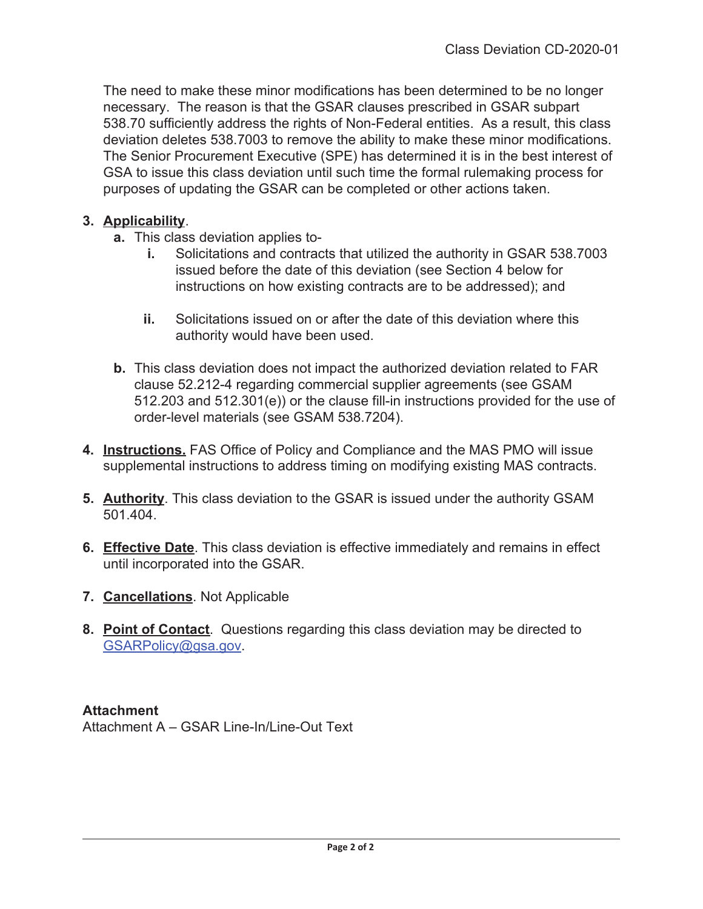The need to make these minor modifications has been determined to be no longer necessary. The reason is that the GSAR clauses prescribed in GSAR subpart 538.70 sufficiently address the rights of Non-Federal entities. As a result, this class deviation deletes 538.7003 to remove the ability to make these minor modifications. The Senior Procurement Executive (SPE) has determined it is in the best interest of GSA to issue this class deviation until such time the formal rulemaking process for purposes of updating the GSAR can be completed or other actions taken.

3. **Applicability**.
   - **a.** This class deviation applies to-
     - **i.** Solicitations and contracts that utilized the authority in GSAR 538.7003 issued before the date of this deviation (see Section 4 below for instructions on how existing contracts are to be addressed); and
     - **ii.** Solicitations issued on or after the date of this deviation where this authority would have been used.
   - **b.** This class deviation does not impact the authorized deviation related to FAR clause 52.212-4 regarding commercial supplier agreements (see GSAM 512.203 and 512.301(e)) or the clause fill-in instructions provided for the use of order-level materials (see GSAM 538.7204).

4. **Instructions.** FAS Office of Policy and Compliance and the MAS PMO will issue supplemental instructions to address timing on modifying existing MAS contracts.

5. **Authority**. This class deviation to the GSAR is issued under the authority GSAM 501.404.

6. **Effective Date**. This class deviation is effective immediately and remains in effect until incorporated into the GSAR.

7. **Cancellations**. Not Applicable

8. **Point of Contact**. Questions regarding this class deviation may be directed to GSARPolicy@gsa.gov.

**Attachment**
Attachment A – GSAR Line-In/Line-Out Text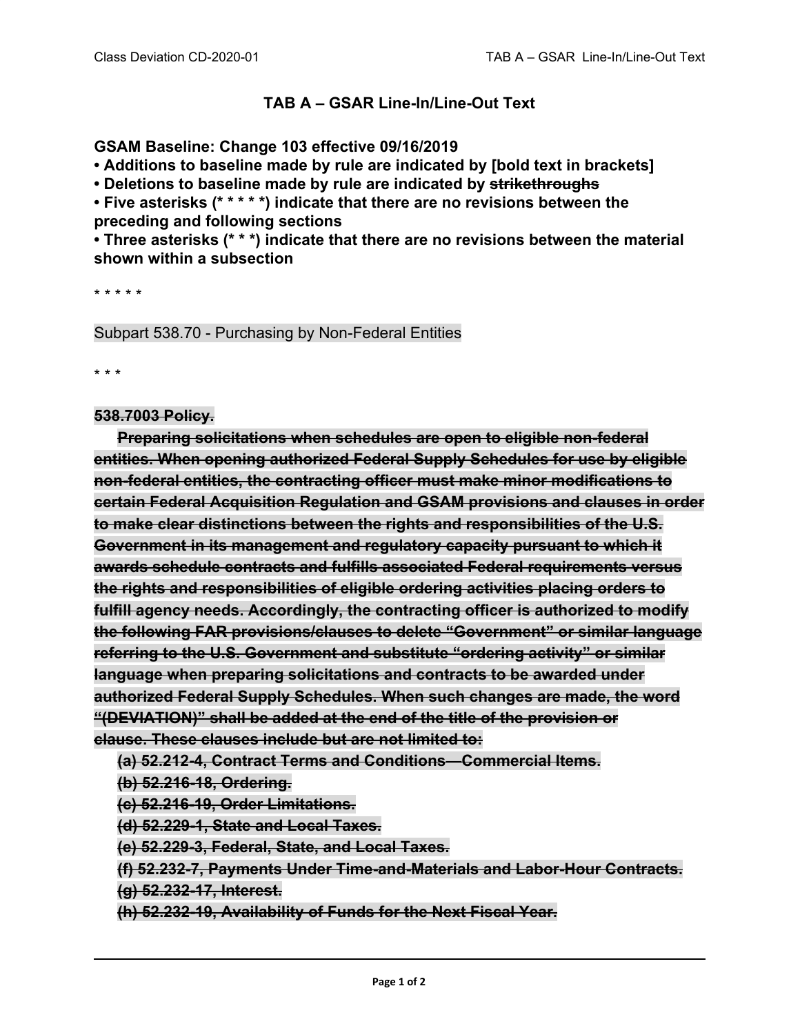# TAB A – GSAR Line-In/Line-Out Text

**GSAM Baseline: Change 103 effective 09/16/2019**

**• Additions to baseline made by rule are indicated by [bold text in brackets]**

**• Deletions to baseline made by rule are indicated by ~~strikethroughs~~**

**• Five asterisks (* * * * *) indicate that there are no revisions between the preceding and following sections**

**• Three asterisks (* * *) indicate that there are no revisions between the material shown within a subsection**

* * * * *

Subpart 538.70 - Purchasing by Non-Federal Entities

* * *

~~**538.7003 Policy.**~~

~~**Preparing solicitations when schedules are open to eligible non-federal entities. When opening authorized Federal Supply Schedules for use by eligible non-federal entities, the contracting officer must make minor modifications to certain Federal Acquisition Regulation and GSAM provisions and clauses in order to make clear distinctions between the rights and responsibilities of the U.S. Government in its management and regulatory capacity pursuant to which it awards schedule contracts and fulfills associated Federal requirements versus the rights and responsibilities of eligible ordering activities placing orders to fulfill agency needs. Accordingly, the contracting officer is authorized to modify the following FAR provisions/clauses to delete "Government" or similar language referring to the U.S. Government and substitute "ordering activity" or similar language when preparing solicitations and contracts to be awarded under authorized Federal Supply Schedules. When such changes are made, the word "(DEVIATION)" shall be added at the end of the title of the provision or clause. These clauses include but are not limited to:**~~

~~**(a) 52.212-4, Contract Terms and Conditions—Commercial Items.**~~

~~**(b) 52.216-18, Ordering.**~~

~~**(c) 52.216-19, Order Limitations.**~~

~~**(d) 52.229-1, State and Local Taxes.**~~

~~**(e) 52.229-3, Federal, State, and Local Taxes.**~~

~~**(f) 52.232-7, Payments Under Time-and-Materials and Labor-Hour Contracts.**~~

~~**(g) 52.232-17, Interest.**~~

~~**(h) 52.232-19, Availability of Funds for the Next Fiscal Year.**~~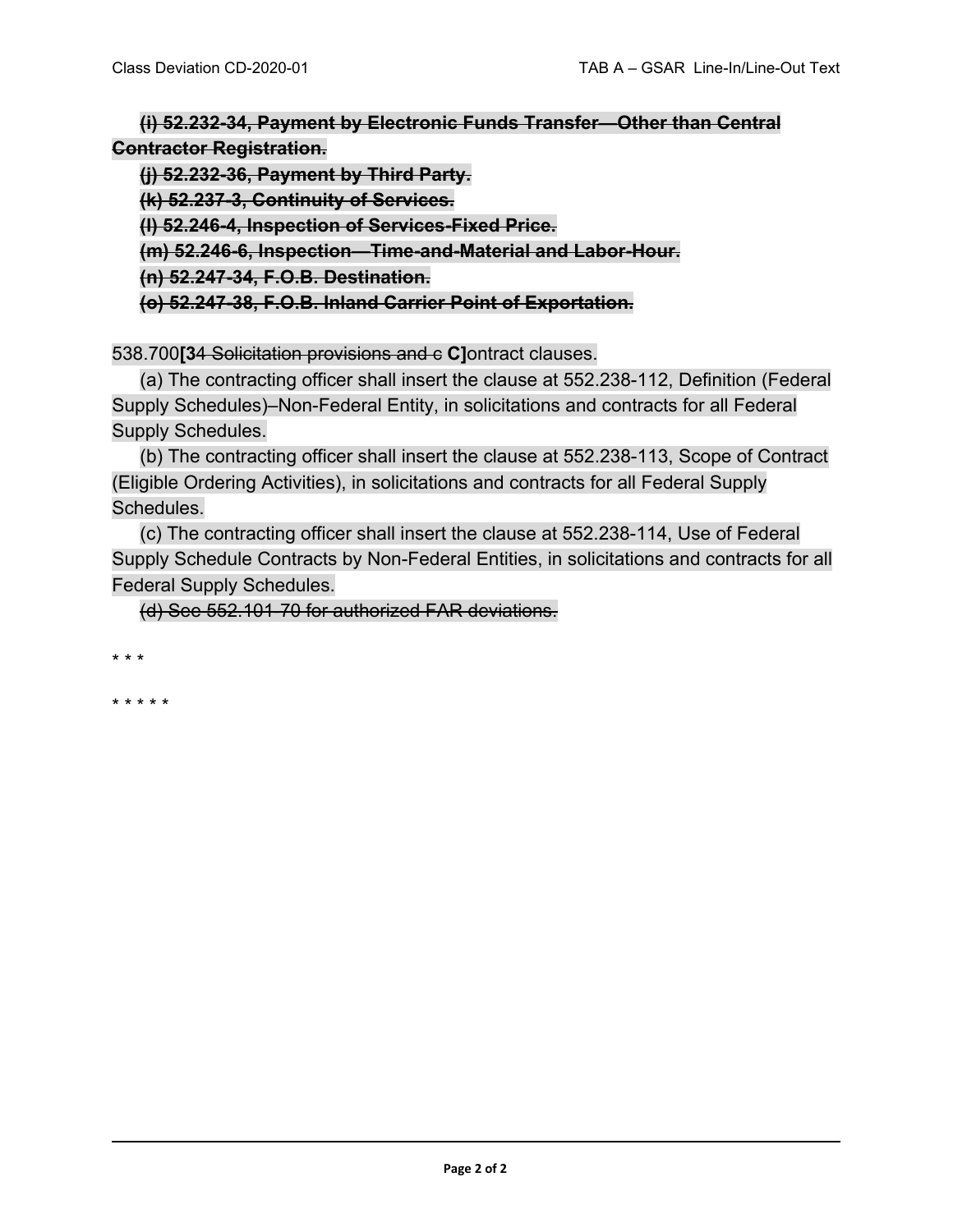~~**(i) 52.232-34, Payment by Electronic Funds Transfer—Other than Central Contractor Registration.**~~

~~**(j) 52.232-36, Payment by Third Party.**~~

~~**(k) 52.237-3, Continuity of Services.**~~

~~**(l) 52.246-4, Inspection of Services-Fixed Price.**~~

~~**(m) 52.246-6, Inspection—Time-and-Material and Labor-Hour.**~~

~~**(n) 52.247-34, F.O.B. Destination.**~~

~~**(o) 52.247-38, F.O.B. Inland Carrier Point of Exportation.**~~

538.700**[3**~~4 Solicitation provisions and c~~ **C]**ontract clauses.

(a) The contracting officer shall insert the clause at 552.238-112, Definition (Federal Supply Schedules)–Non-Federal Entity, in solicitations and contracts for all Federal Supply Schedules.

(b) The contracting officer shall insert the clause at 552.238-113, Scope of Contract (Eligible Ordering Activities), in solicitations and contracts for all Federal Supply Schedules.

(c) The contracting officer shall insert the clause at 552.238-114, Use of Federal Supply Schedule Contracts by Non-Federal Entities, in solicitations and contracts for all Federal Supply Schedules.

~~(d) See 552.101-70 for authorized FAR deviations.~~

* * *

* * * * *